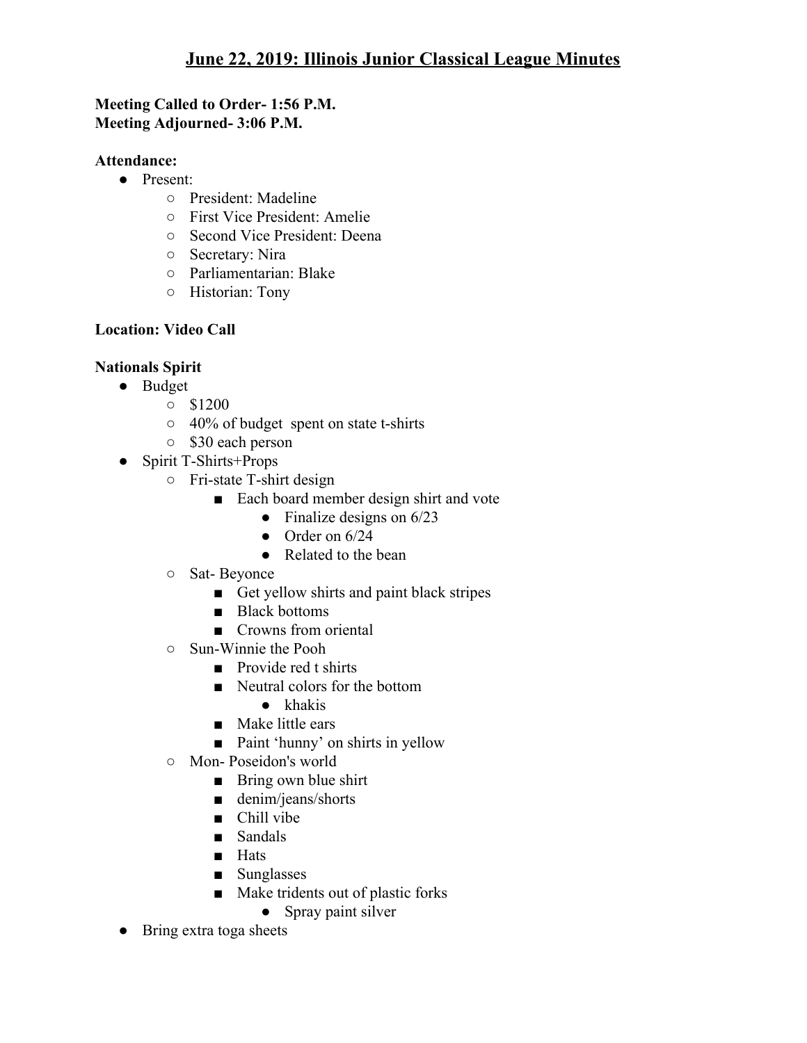# June 22, 2019: Illinois Junior Classical League Minutes

**Meeting Called to Order- 1:56 P.M.**
**Meeting Adjourned- 3:06 P.M.**

**Attendance:**

- Present:
  - President: Madeline
  - First Vice President: Amelie
  - Second Vice President: Deena
  - Secretary: Nira
  - Parliamentarian: Blake
  - Historian: Tony

**Location: Video Call**

**Nationals Spirit**

- Budget
  - $1200
  - 40% of budget spent on state t-shirts
  - $30 each person
- Spirit T-Shirts+Props
  - Fri-state T-shirt design
    - Each board member design shirt and vote
      - Finalize designs on 6/23
      - Order on 6/24
      - Related to the bean
  - Sat- Beyonce
    - Get yellow shirts and paint black stripes
    - Black bottoms
    - Crowns from oriental
  - Sun-Winnie the Pooh
    - Provide red t shirts
    - Neutral colors for the bottom
      - khakis
    - Make little ears
    - Paint 'hunny' on shirts in yellow
  - Mon- Poseidon's world
    - Bring own blue shirt
    - denim/jeans/shorts
    - Chill vibe
    - Sandals
    - Hats
    - Sunglasses
    - Make tridents out of plastic forks
      - Spray paint silver
- Bring extra toga sheets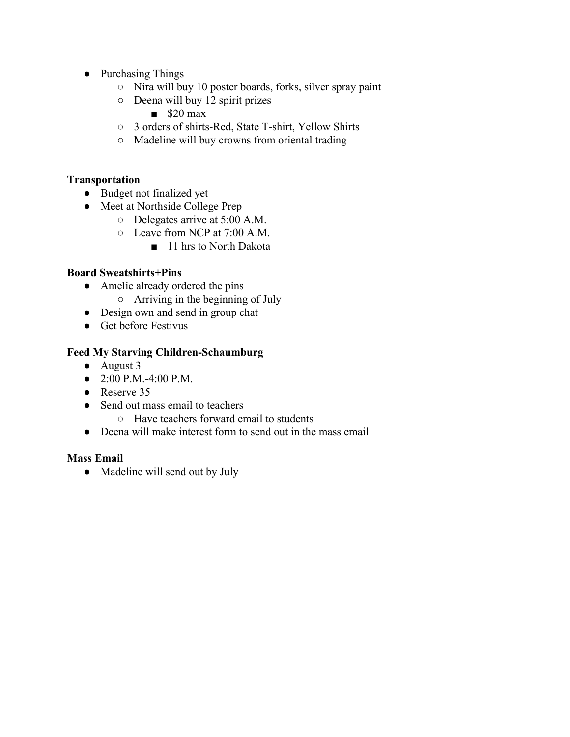- Purchasing Things
  - Nira will buy 10 poster boards, forks, silver spray paint
  - Deena will buy 12 spirit prizes
    - $20 max
  - 3 orders of shirts-Red, State T-shirt, Yellow Shirts
  - Madeline will buy crowns from oriental trading

**Transportation**

- Budget not finalized yet
- Meet at Northside College Prep
  - Delegates arrive at 5:00 A.M.
  - Leave from NCP at 7:00 A.M.
    - 11 hrs to North Dakota

**Board Sweatshirts+Pins**

- Amelie already ordered the pins
  - Arriving in the beginning of July
- Design own and send in group chat
- Get before Festivus

**Feed My Starving Children-Schaumburg**

- August 3
- 2:00 P.M.-4:00 P.M.
- Reserve 35
- Send out mass email to teachers
  - Have teachers forward email to students
- Deena will make interest form to send out in the mass email

**Mass Email**

- Madeline will send out by July